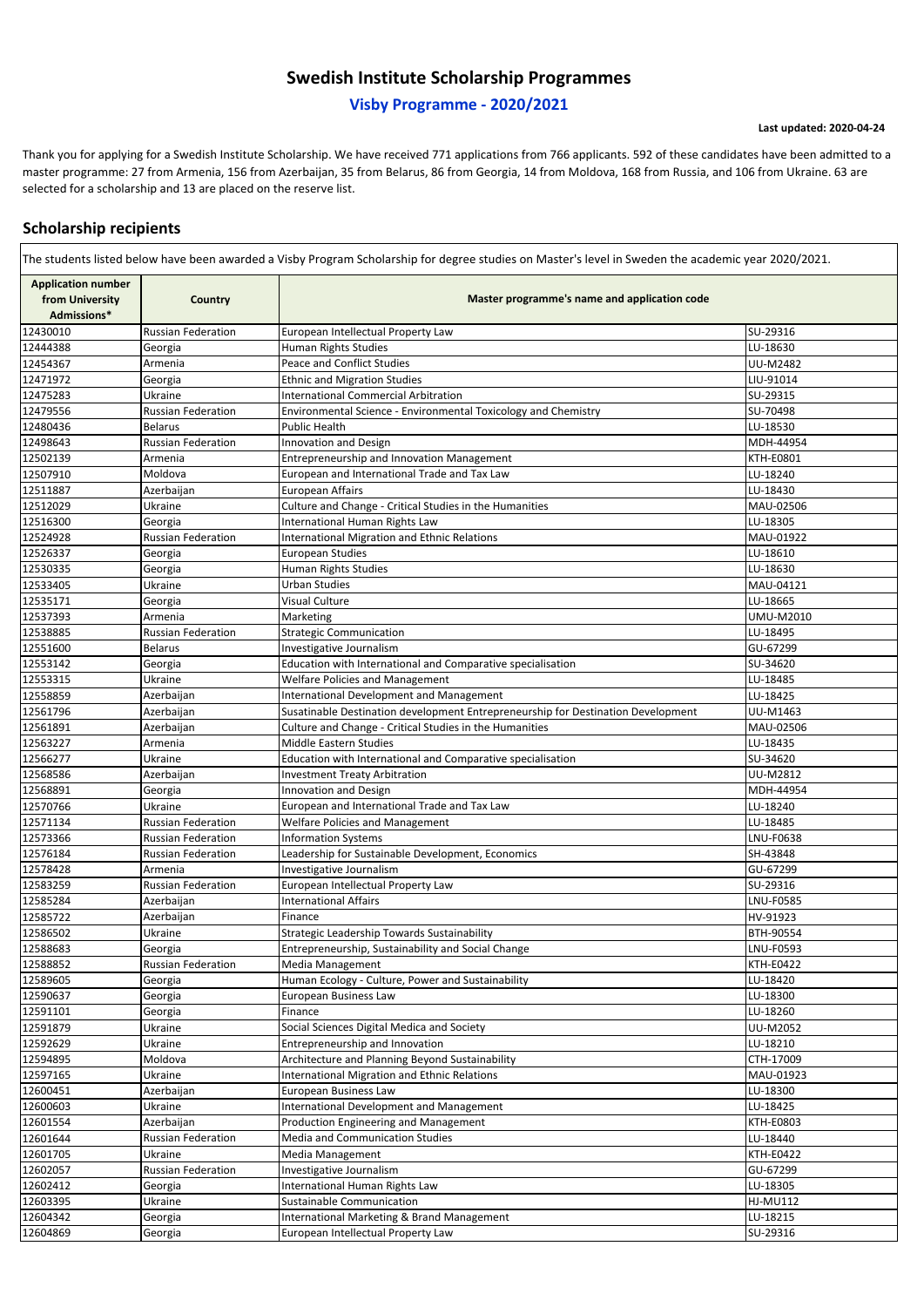# Swedish Institute Scholarship Programmes

## Visby Programme - 2020/2021

**Last updated: 2020-04-24**

Thank you for applying for a Swedish Institute Scholarship. We have received 771 applications from 766 applicants. 592 of these candidates have been admitted to a master programme: 27 from Armenia, 156 from Azerbaijan, 35 from Belarus, 86 from Georgia, 14 from Moldova, 168 from Russia, and 106 from Ukraine. 63 are selected for a scholarship and 13 are placed on the reserve list.

## Scholarship recipients

The students listed below have been awarded a Visby Program Scholarship for degree studies on Master's level in Sweden the academic year 2020/2021.

| Application number from University Admissions* | Country | Master programme's name and application code | |
|---|---|---|---|
| 12430010 | Russian Federation | European Intellectual Property Law | SU-29316 |
| 12444388 | Georgia | Human Rights Studies | LU-18630 |
| 12454367 | Armenia | Peace and Conflict Studies | UU-M2482 |
| 12471972 | Georgia | Ethnic and Migration Studies | LIU-91014 |
| 12475283 | Ukraine | International Commercial Arbitration | SU-29315 |
| 12479556 | Russian Federation | Environmental Science - Environmental Toxicology and Chemistry | SU-70498 |
| 12480436 | Belarus | Public Health | LU-18530 |
| 12498643 | Russian Federation | Innovation and Design | MDH-44954 |
| 12502139 | Armenia | Entrepreneurship and Innovation Management | KTH-E0801 |
| 12507910 | Moldova | European and International Trade and Tax Law | LU-18240 |
| 12511887 | Azerbaijan | European Affairs | LU-18430 |
| 12512029 | Ukraine | Culture and Change - Critical Studies in the Humanities | MAU-02506 |
| 12516300 | Georgia | International Human Rights Law | LU-18305 |
| 12524928 | Russian Federation | International Migration and Ethnic Relations | MAU-01922 |
| 12526337 | Georgia | European Studies | LU-18610 |
| 12530335 | Georgia | Human Rights Studies | LU-18630 |
| 12533405 | Ukraine | Urban Studies | MAU-04121 |
| 12535171 | Georgia | Visual Culture | LU-18665 |
| 12537393 | Armenia | Marketing | UMU-M2010 |
| 12538885 | Russian Federation | Strategic Communication | LU-18495 |
| 12551600 | Belarus | Investigative Journalism | GU-67299 |
| 12553142 | Georgia | Education with International and Comparative specialisation | SU-34620 |
| 12553315 | Ukraine | Welfare Policies and Management | LU-18485 |
| 12558859 | Azerbaijan | International Development and Management | LU-18425 |
| 12561796 | Azerbaijan | Susatinable Destination development Entrepreneurship for Destination Development | UU-M1463 |
| 12561891 | Azerbaijan | Culture and Change - Critical Studies in the Humanities | MAU-02506 |
| 12563227 | Armenia | Middle Eastern Studies | LU-18435 |
| 12566277 | Ukraine | Education with International and Comparative specialisation | SU-34620 |
| 12568586 | Azerbaijan | Investment Treaty Arbitration | UU-M2812 |
| 12568891 | Georgia | Innovation and Design | MDH-44954 |
| 12570766 | Ukraine | European and International Trade and Tax Law | LU-18240 |
| 12571134 | Russian Federation | Welfare Policies and Management | LU-18485 |
| 12573366 | Russian Federation | Information Systems | LNU-F0638 |
| 12576184 | Russian Federation | Leadership for Sustainable Development, Economics | SH-43848 |
| 12578428 | Armenia | Investigative Journalism | GU-67299 |
| 12583259 | Russian Federation | European Intellectual Property Law | SU-29316 |
| 12585284 | Azerbaijan | International Affairs | LNU-F0585 |
| 12585722 | Azerbaijan | Finance | HV-91923 |
| 12586502 | Ukraine | Strategic Leadership Towards Sustainability | BTH-90554 |
| 12588683 | Georgia | Entrepreneurship, Sustainability and Social Change | LNU-F0593 |
| 12588852 | Russian Federation | Media Management | KTH-E0422 |
| 12589605 | Georgia | Human Ecology - Culture, Power and Sustainability | LU-18420 |
| 12590637 | Georgia | European Business Law | LU-18300 |
| 12591101 | Georgia | Finance | LU-18260 |
| 12591879 | Ukraine | Social Sciences Digital Medica and Society | UU-M2052 |
| 12592629 | Ukraine | Entrepreneurship and Innovation | LU-18210 |
| 12594895 | Moldova | Architecture and Planning Beyond Sustainability | CTH-17009 |
| 12597165 | Ukraine | International Migration and Ethnic Relations | MAU-01923 |
| 12600451 | Azerbaijan | European Business Law | LU-18300 |
| 12600603 | Ukraine | International Development and Management | LU-18425 |
| 12601554 | Azerbaijan | Production Engineering and Management | KTH-E0803 |
| 12601644 | Russian Federation | Media and Communication Studies | LU-18440 |
| 12601705 | Ukraine | Media Management | KTH-E0422 |
| 12602057 | Russian Federation | Investigative Journalism | GU-67299 |
| 12602412 | Georgia | International Human Rights Law | LU-18305 |
| 12603395 | Ukraine | Sustainable Communication | HJ-MU112 |
| 12604342 | Georgia | International Marketing & Brand Management | LU-18215 |
| 12604869 | Georgia | European Intellectual Property Law | SU-29316 |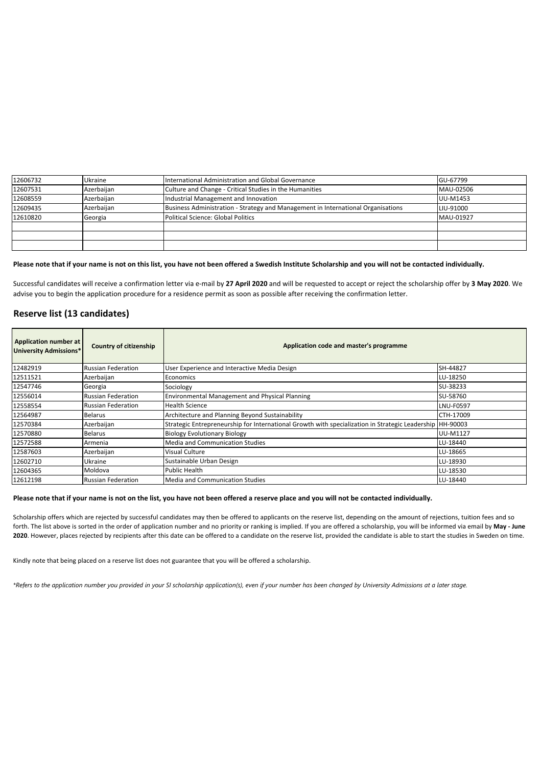| | | | |
|---|---|---|---|
| 12606732 | Ukraine | International Administration and Global Governance | GU-67799 |
| 12607531 | Azerbaijan | Culture and Change - Critical Studies in the Humanities | MAU-02506 |
| 12608559 | Azerbaijan | Industrial Management and Innovation | UU-M1453 |
| 12609435 | Azerbaijan | Business Administration - Strategy and Management in International Organisations | LIU-91000 |
| 12610820 | Georgia | Political Science: Global Politics | MAU-01927 |
| | | | |
| | | | |
| | | | |

**Please note that if your name is not on this list, you have not been offered a Swedish Institute Scholarship and you will not be contacted individually.**

Successful candidates will receive a confirmation letter via e-mail by **27 April 2020** and will be requested to accept or reject the scholarship offer by **3 May 2020**. We advise you to begin the application procedure for a residence permit as soon as possible after receiving the confirmation letter.

## Reserve list (13 candidates)

| Application number at University Admissions* | Country of citizenship | Application code and master's programme | |
|---|---|---|---|
| 12482919 | Russian Federation | User Experience and Interactive Media Design | SH-44827 |
| 12511521 | Azerbaijan | Economics | LU-18250 |
| 12547746 | Georgia | Sociology | SU-38233 |
| 12556014 | Russian Federation | Environmental Management and Physical Planning | SU-58760 |
| 12558554 | Russian Federation | Health Science | LNU-F0597 |
| 12564987 | Belarus | Architecture and Planning Beyond Sustainability | CTH-17009 |
| 12570384 | Azerbaijan | Strategic Entrepreneurship for International Growth with specialization in Strategic Leadership | HH-90003 |
| 12570880 | Belarus | Biology Evolutionary Biology | UU-M1127 |
| 12572588 | Armenia | Media and Communication Studies | LU-18440 |
| 12587603 | Azerbaijan | Visual Culture | LU-18665 |
| 12602710 | Ukraine | Sustainable Urban Design | LU-18930 |
| 12604365 | Moldova | Public Health | LU-18530 |
| 12612198 | Russian Federation | Media and Communication Studies | LU-18440 |

**Please note that if your name is not on the list, you have not been offered a reserve place and you will not be contacted individually.**

Scholarship offers which are rejected by successful candidates may then be offered to applicants on the reserve list, depending on the amount of rejections, tuition fees and so forth. The list above is sorted in the order of application number and no priority or ranking is implied. If you are offered a scholarship, you will be informed via email by **May - June 2020**. However, places rejected by recipients after this date can be offered to a candidate on the reserve list, provided the candidate is able to start the studies in Sweden on time.

Kindly note that being placed on a reserve list does not guarantee that you will be offered a scholarship.

*\*Refers to the application number you provided in your SI scholarship application(s), even if your number has been changed by University Admissions at a later stage.*